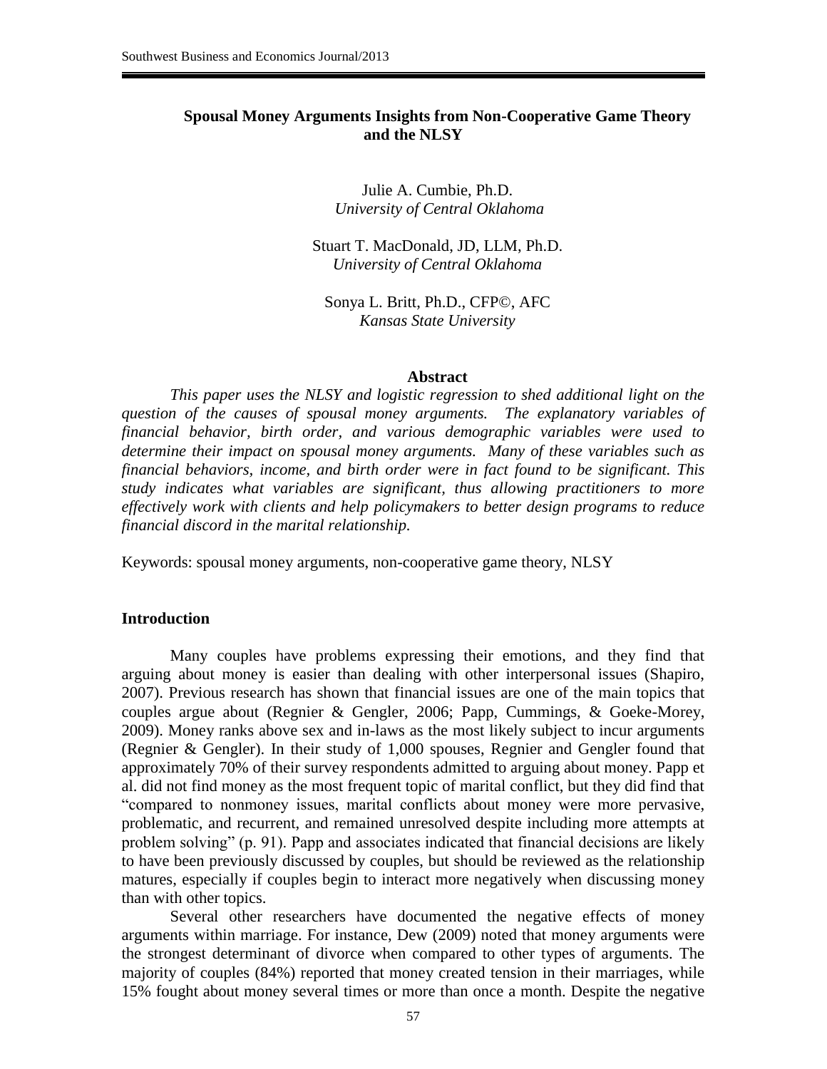# Spousal Money Arguments Insights from Non-Cooperative Game Theory and the NLSY

Julie A. Cumbie, Ph.D.
*University of Central Oklahoma*

Stuart T. MacDonald, JD, LLM, Ph.D.
*University of Central Oklahoma*

Sonya L. Britt, Ph.D., CFP©, AFC
*Kansas State University*

## Abstract

*This paper uses the NLSY and logistic regression to shed additional light on the question of the causes of spousal money arguments. The explanatory variables of financial behavior, birth order, and various demographic variables were used to determine their impact on spousal money arguments. Many of these variables such as financial behaviors, income, and birth order were in fact found to be significant. This study indicates what variables are significant, thus allowing practitioners to more effectively work with clients and help policymakers to better design programs to reduce financial discord in the marital relationship.*

Keywords: spousal money arguments, non-cooperative game theory, NLSY

## Introduction

Many couples have problems expressing their emotions, and they find that arguing about money is easier than dealing with other interpersonal issues (Shapiro, 2007). Previous research has shown that financial issues are one of the main topics that couples argue about (Regnier & Gengler, 2006; Papp, Cummings, & Goeke-Morey, 2009). Money ranks above sex and in-laws as the most likely subject to incur arguments (Regnier & Gengler). In their study of 1,000 spouses, Regnier and Gengler found that approximately 70% of their survey respondents admitted to arguing about money. Papp et al. did not find money as the most frequent topic of marital conflict, but they did find that "compared to nonmoney issues, marital conflicts about money were more pervasive, problematic, and recurrent, and remained unresolved despite including more attempts at problem solving" (p. 91). Papp and associates indicated that financial decisions are likely to have been previously discussed by couples, but should be reviewed as the relationship matures, especially if couples begin to interact more negatively when discussing money than with other topics.

Several other researchers have documented the negative effects of money arguments within marriage. For instance, Dew (2009) noted that money arguments were the strongest determinant of divorce when compared to other types of arguments. The majority of couples (84%) reported that money created tension in their marriages, while 15% fought about money several times or more than once a month. Despite the negative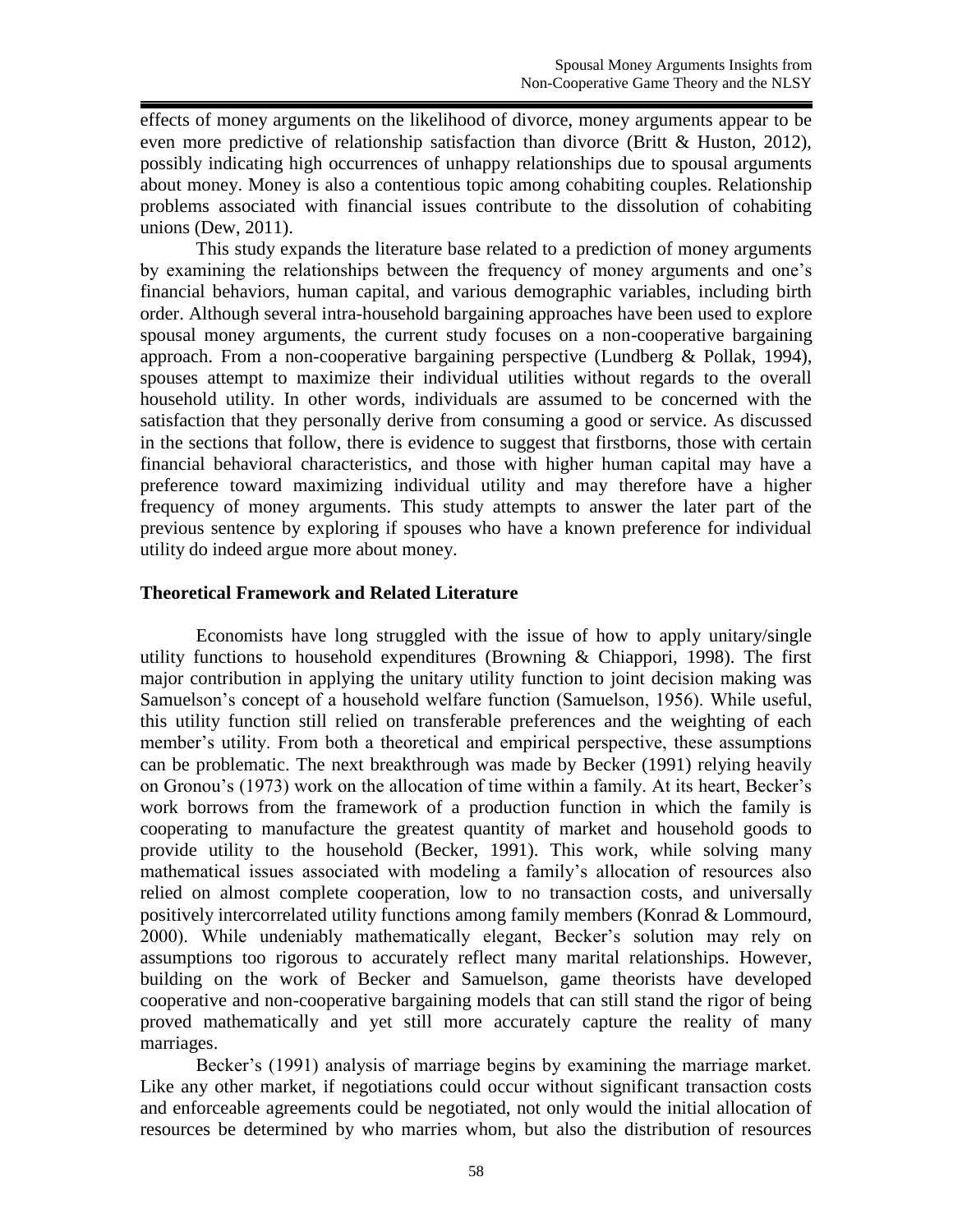effects of money arguments on the likelihood of divorce, money arguments appear to be even more predictive of relationship satisfaction than divorce (Britt & Huston, 2012), possibly indicating high occurrences of unhappy relationships due to spousal arguments about money. Money is also a contentious topic among cohabiting couples. Relationship problems associated with financial issues contribute to the dissolution of cohabiting unions (Dew, 2011).

This study expands the literature base related to a prediction of money arguments by examining the relationships between the frequency of money arguments and one's financial behaviors, human capital, and various demographic variables, including birth order. Although several intra-household bargaining approaches have been used to explore spousal money arguments, the current study focuses on a non-cooperative bargaining approach. From a non-cooperative bargaining perspective (Lundberg & Pollak, 1994), spouses attempt to maximize their individual utilities without regards to the overall household utility. In other words, individuals are assumed to be concerned with the satisfaction that they personally derive from consuming a good or service. As discussed in the sections that follow, there is evidence to suggest that firstborns, those with certain financial behavioral characteristics, and those with higher human capital may have a preference toward maximizing individual utility and may therefore have a higher frequency of money arguments. This study attempts to answer the later part of the previous sentence by exploring if spouses who have a known preference for individual utility do indeed argue more about money.

## Theoretical Framework and Related Literature

Economists have long struggled with the issue of how to apply unitary/single utility functions to household expenditures (Browning & Chiappori, 1998). The first major contribution in applying the unitary utility function to joint decision making was Samuelson's concept of a household welfare function (Samuelson, 1956). While useful, this utility function still relied on transferable preferences and the weighting of each member's utility. From both a theoretical and empirical perspective, these assumptions can be problematic. The next breakthrough was made by Becker (1991) relying heavily on Gronou's (1973) work on the allocation of time within a family. At its heart, Becker's work borrows from the framework of a production function in which the family is cooperating to manufacture the greatest quantity of market and household goods to provide utility to the household (Becker, 1991). This work, while solving many mathematical issues associated with modeling a family's allocation of resources also relied on almost complete cooperation, low to no transaction costs, and universally positively intercorrelated utility functions among family members (Konrad & Lommourd, 2000). While undeniably mathematically elegant, Becker's solution may rely on assumptions too rigorous to accurately reflect many marital relationships. However, building on the work of Becker and Samuelson, game theorists have developed cooperative and non-cooperative bargaining models that can still stand the rigor of being proved mathematically and yet still more accurately capture the reality of many marriages.

Becker's (1991) analysis of marriage begins by examining the marriage market. Like any other market, if negotiations could occur without significant transaction costs and enforceable agreements could be negotiated, not only would the initial allocation of resources be determined by who marries whom, but also the distribution of resources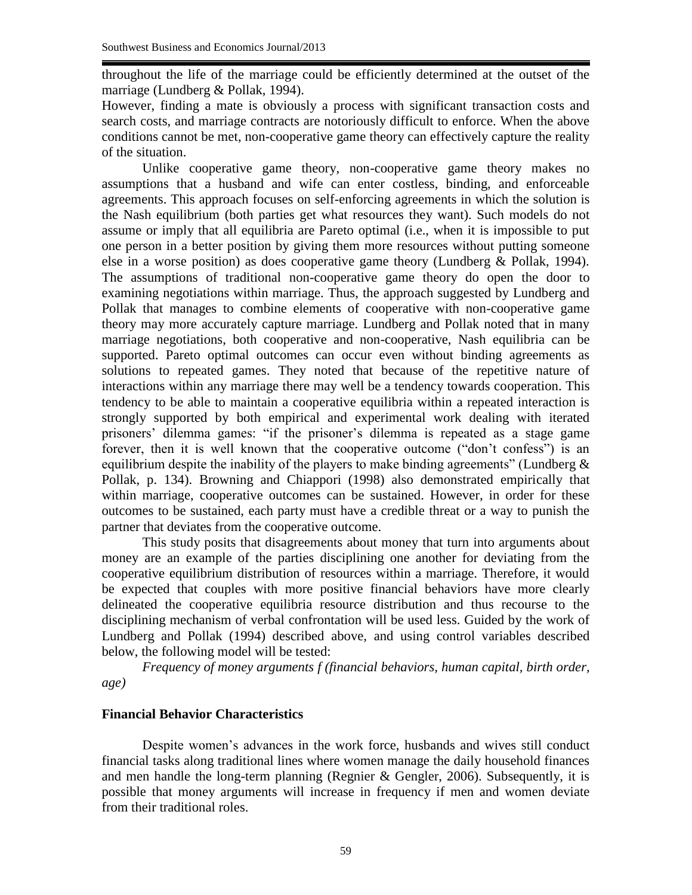throughout the life of the marriage could be efficiently determined at the outset of the marriage (Lundberg & Pollak, 1994).

However, finding a mate is obviously a process with significant transaction costs and search costs, and marriage contracts are notoriously difficult to enforce. When the above conditions cannot be met, non-cooperative game theory can effectively capture the reality of the situation.

Unlike cooperative game theory, non-cooperative game theory makes no assumptions that a husband and wife can enter costless, binding, and enforceable agreements. This approach focuses on self-enforcing agreements in which the solution is the Nash equilibrium (both parties get what resources they want). Such models do not assume or imply that all equilibria are Pareto optimal (i.e., when it is impossible to put one person in a better position by giving them more resources without putting someone else in a worse position) as does cooperative game theory (Lundberg & Pollak, 1994). The assumptions of traditional non-cooperative game theory do open the door to examining negotiations within marriage. Thus, the approach suggested by Lundberg and Pollak that manages to combine elements of cooperative with non-cooperative game theory may more accurately capture marriage. Lundberg and Pollak noted that in many marriage negotiations, both cooperative and non-cooperative, Nash equilibria can be supported. Pareto optimal outcomes can occur even without binding agreements as solutions to repeated games. They noted that because of the repetitive nature of interactions within any marriage there may well be a tendency towards cooperation. This tendency to be able to maintain a cooperative equilibria within a repeated interaction is strongly supported by both empirical and experimental work dealing with iterated prisoners' dilemma games: "if the prisoner's dilemma is repeated as a stage game forever, then it is well known that the cooperative outcome ("don't confess") is an equilibrium despite the inability of the players to make binding agreements" (Lundberg & Pollak, p. 134). Browning and Chiappori (1998) also demonstrated empirically that within marriage, cooperative outcomes can be sustained. However, in order for these outcomes to be sustained, each party must have a credible threat or a way to punish the partner that deviates from the cooperative outcome.

This study posits that disagreements about money that turn into arguments about money are an example of the parties disciplining one another for deviating from the cooperative equilibrium distribution of resources within a marriage. Therefore, it would be expected that couples with more positive financial behaviors have more clearly delineated the cooperative equilibria resource distribution and thus recourse to the disciplining mechanism of verbal confrontation will be used less. Guided by the work of Lundberg and Pollak (1994) described above, and using control variables described below, the following model will be tested:

*Frequency of money arguments f (financial behaviors, human capital, birth order, age)*

## Financial Behavior Characteristics

Despite women's advances in the work force, husbands and wives still conduct financial tasks along traditional lines where women manage the daily household finances and men handle the long-term planning (Regnier & Gengler, 2006). Subsequently, it is possible that money arguments will increase in frequency if men and women deviate from their traditional roles.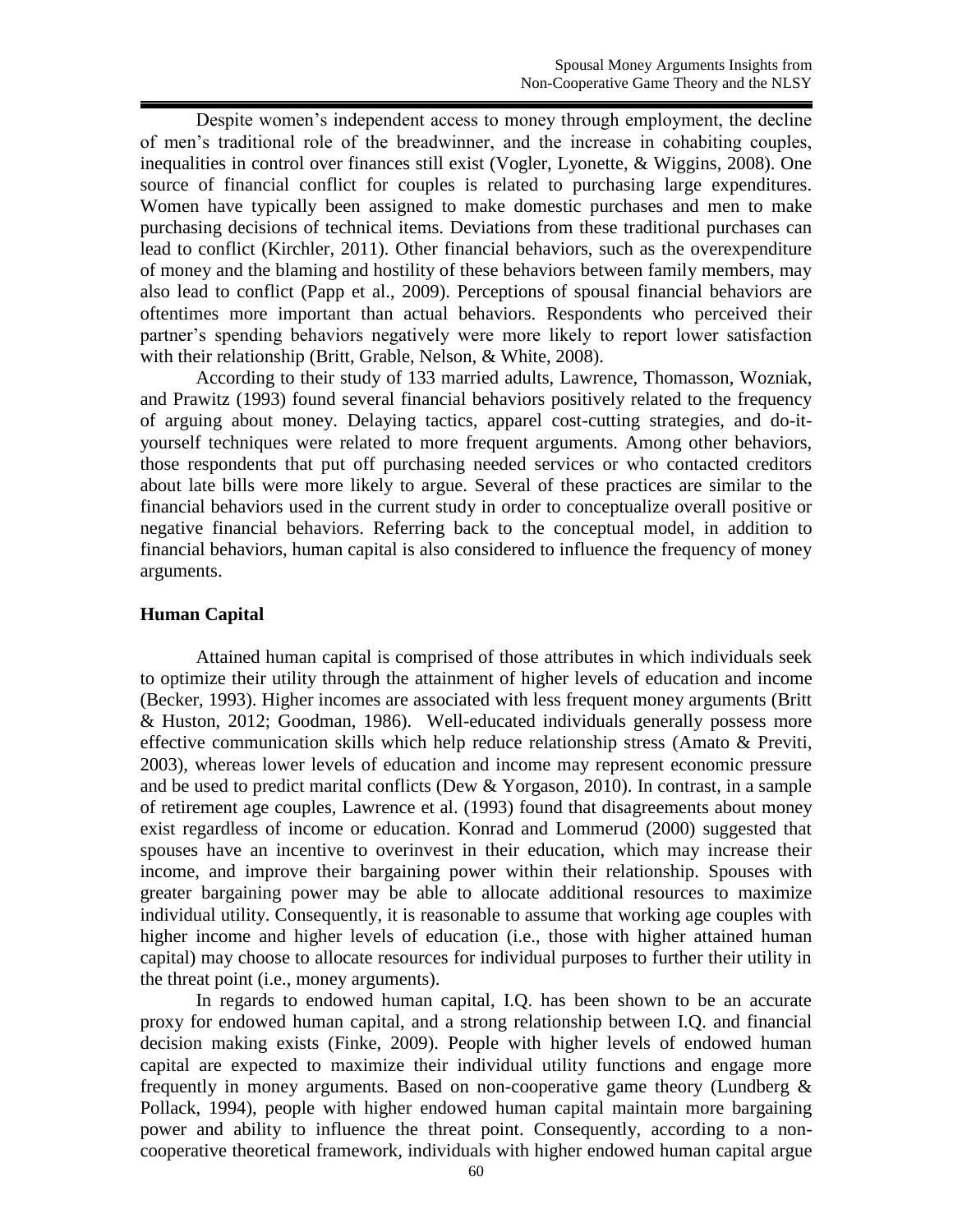Despite women's independent access to money through employment, the decline of men's traditional role of the breadwinner, and the increase in cohabiting couples, inequalities in control over finances still exist (Vogler, Lyonette, & Wiggins, 2008). One source of financial conflict for couples is related to purchasing large expenditures. Women have typically been assigned to make domestic purchases and men to make purchasing decisions of technical items. Deviations from these traditional purchases can lead to conflict (Kirchler, 2011). Other financial behaviors, such as the overexpenditure of money and the blaming and hostility of these behaviors between family members, may also lead to conflict (Papp et al., 2009). Perceptions of spousal financial behaviors are oftentimes more important than actual behaviors. Respondents who perceived their partner's spending behaviors negatively were more likely to report lower satisfaction with their relationship (Britt, Grable, Nelson, & White, 2008).

According to their study of 133 married adults, Lawrence, Thomasson, Wozniak, and Prawitz (1993) found several financial behaviors positively related to the frequency of arguing about money. Delaying tactics, apparel cost-cutting strategies, and do-it-yourself techniques were related to more frequent arguments. Among other behaviors, those respondents that put off purchasing needed services or who contacted creditors about late bills were more likely to argue. Several of these practices are similar to the financial behaviors used in the current study in order to conceptualize overall positive or negative financial behaviors. Referring back to the conceptual model, in addition to financial behaviors, human capital is also considered to influence the frequency of money arguments.

## Human Capital

Attained human capital is comprised of those attributes in which individuals seek to optimize their utility through the attainment of higher levels of education and income (Becker, 1993). Higher incomes are associated with less frequent money arguments (Britt & Huston, 2012; Goodman, 1986). Well-educated individuals generally possess more effective communication skills which help reduce relationship stress (Amato & Previti, 2003), whereas lower levels of education and income may represent economic pressure and be used to predict marital conflicts (Dew & Yorgason, 2010). In contrast, in a sample of retirement age couples, Lawrence et al. (1993) found that disagreements about money exist regardless of income or education. Konrad and Lommerud (2000) suggested that spouses have an incentive to overinvest in their education, which may increase their income, and improve their bargaining power within their relationship. Spouses with greater bargaining power may be able to allocate additional resources to maximize individual utility. Consequently, it is reasonable to assume that working age couples with higher income and higher levels of education (i.e., those with higher attained human capital) may choose to allocate resources for individual purposes to further their utility in the threat point (i.e., money arguments).

In regards to endowed human capital, I.Q. has been shown to be an accurate proxy for endowed human capital, and a strong relationship between I.Q. and financial decision making exists (Finke, 2009). People with higher levels of endowed human capital are expected to maximize their individual utility functions and engage more frequently in money arguments. Based on non-cooperative game theory (Lundberg & Pollack, 1994), people with higher endowed human capital maintain more bargaining power and ability to influence the threat point. Consequently, according to a non-cooperative theoretical framework, individuals with higher endowed human capital argue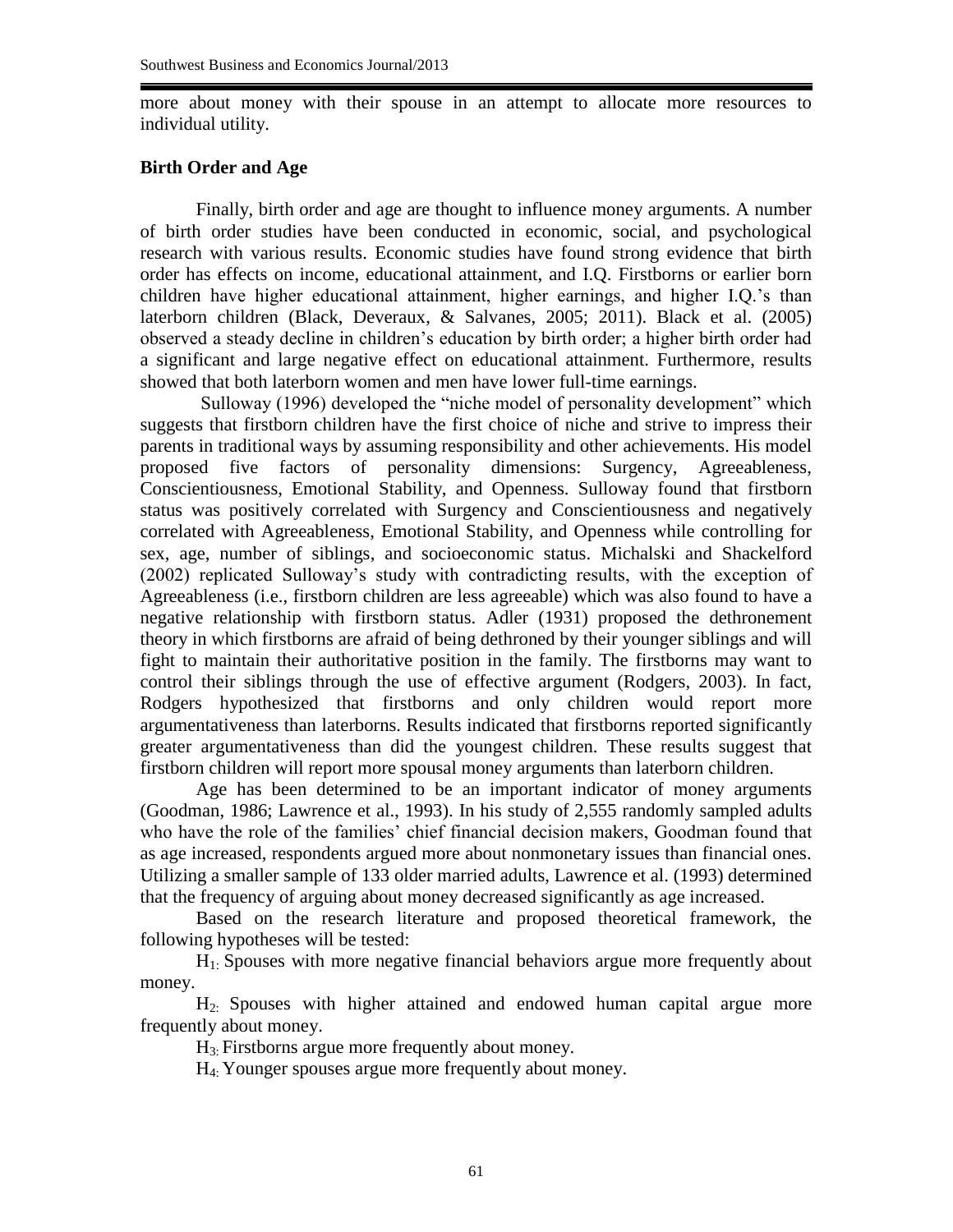more about money with their spouse in an attempt to allocate more resources to individual utility.

## Birth Order and Age

Finally, birth order and age are thought to influence money arguments. A number of birth order studies have been conducted in economic, social, and psychological research with various results. Economic studies have found strong evidence that birth order has effects on income, educational attainment, and I.Q. Firstborns or earlier born children have higher educational attainment, higher earnings, and higher I.Q.'s than laterborn children (Black, Deveraux, & Salvanes, 2005; 2011). Black et al. (2005) observed a steady decline in children's education by birth order; a higher birth order had a significant and large negative effect on educational attainment. Furthermore, results showed that both laterborn women and men have lower full-time earnings.

Sulloway (1996) developed the "niche model of personality development" which suggests that firstborn children have the first choice of niche and strive to impress their parents in traditional ways by assuming responsibility and other achievements. His model proposed five factors of personality dimensions: Surgency, Agreeableness, Conscientiousness, Emotional Stability, and Openness. Sulloway found that firstborn status was positively correlated with Surgency and Conscientiousness and negatively correlated with Agreeableness, Emotional Stability, and Openness while controlling for sex, age, number of siblings, and socioeconomic status. Michalski and Shackelford (2002) replicated Sulloway's study with contradicting results, with the exception of Agreeableness (i.e., firstborn children are less agreeable) which was also found to have a negative relationship with firstborn status. Adler (1931) proposed the dethronement theory in which firstborns are afraid of being dethroned by their younger siblings and will fight to maintain their authoritative position in the family. The firstborns may want to control their siblings through the use of effective argument (Rodgers, 2003). In fact, Rodgers hypothesized that firstborns and only children would report more argumentativeness than laterborns. Results indicated that firstborns reported significantly greater argumentativeness than did the youngest children. These results suggest that firstborn children will report more spousal money arguments than laterborn children.

Age has been determined to be an important indicator of money arguments (Goodman, 1986; Lawrence et al., 1993). In his study of 2,555 randomly sampled adults who have the role of the families' chief financial decision makers, Goodman found that as age increased, respondents argued more about nonmonetary issues than financial ones. Utilizing a smaller sample of 133 older married adults, Lawrence et al. (1993) determined that the frequency of arguing about money decreased significantly as age increased.

Based on the research literature and proposed theoretical framework, the following hypotheses will be tested:

$H_1$: Spouses with more negative financial behaviors argue more frequently about money.

$H_2$: Spouses with higher attained and endowed human capital argue more frequently about money.

$H_3$: Firstborns argue more frequently about money.

$H_4$: Younger spouses argue more frequently about money.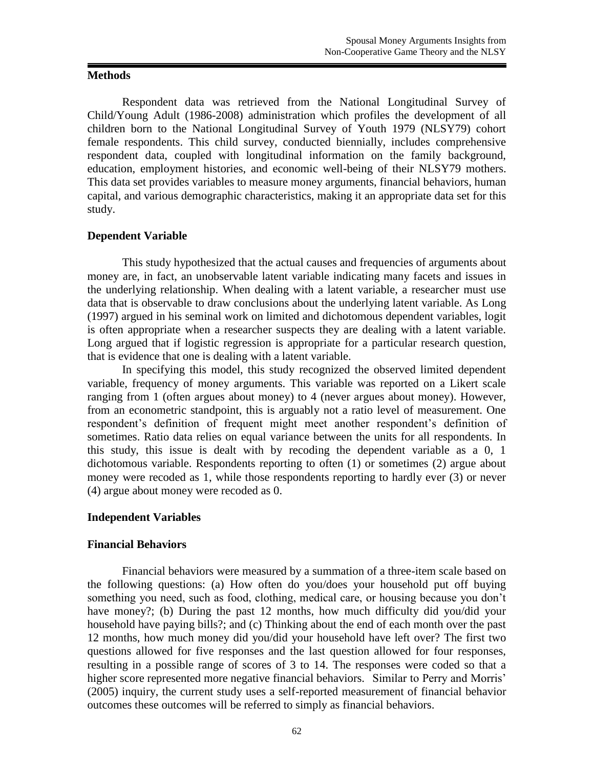## Methods

Respondent data was retrieved from the National Longitudinal Survey of Child/Young Adult (1986-2008) administration which profiles the development of all children born to the National Longitudinal Survey of Youth 1979 (NLSY79) cohort female respondents. This child survey, conducted biennially, includes comprehensive respondent data, coupled with longitudinal information on the family background, education, employment histories, and economic well-being of their NLSY79 mothers. This data set provides variables to measure money arguments, financial behaviors, human capital, and various demographic characteristics, making it an appropriate data set for this study.

## Dependent Variable

This study hypothesized that the actual causes and frequencies of arguments about money are, in fact, an unobservable latent variable indicating many facets and issues in the underlying relationship. When dealing with a latent variable, a researcher must use data that is observable to draw conclusions about the underlying latent variable. As Long (1997) argued in his seminal work on limited and dichotomous dependent variables, logit is often appropriate when a researcher suspects they are dealing with a latent variable. Long argued that if logistic regression is appropriate for a particular research question, that is evidence that one is dealing with a latent variable.

In specifying this model, this study recognized the observed limited dependent variable, frequency of money arguments. This variable was reported on a Likert scale ranging from 1 (often argues about money) to 4 (never argues about money). However, from an econometric standpoint, this is arguably not a ratio level of measurement. One respondent's definition of frequent might meet another respondent's definition of sometimes. Ratio data relies on equal variance between the units for all respondents. In this study, this issue is dealt with by recoding the dependent variable as a 0, 1 dichotomous variable. Respondents reporting to often (1) or sometimes (2) argue about money were recoded as 1, while those respondents reporting to hardly ever (3) or never (4) argue about money were recoded as 0.

## Independent Variables

### Financial Behaviors

Financial behaviors were measured by a summation of a three-item scale based on the following questions: (a) How often do you/does your household put off buying something you need, such as food, clothing, medical care, or housing because you don't have money?; (b) During the past 12 months, how much difficulty did you/did your household have paying bills?; and (c) Thinking about the end of each month over the past 12 months, how much money did you/did your household have left over? The first two questions allowed for five responses and the last question allowed for four responses, resulting in a possible range of scores of 3 to 14. The responses were coded so that a higher score represented more negative financial behaviors. Similar to Perry and Morris' (2005) inquiry, the current study uses a self-reported measurement of financial behavior outcomes these outcomes will be referred to simply as financial behaviors.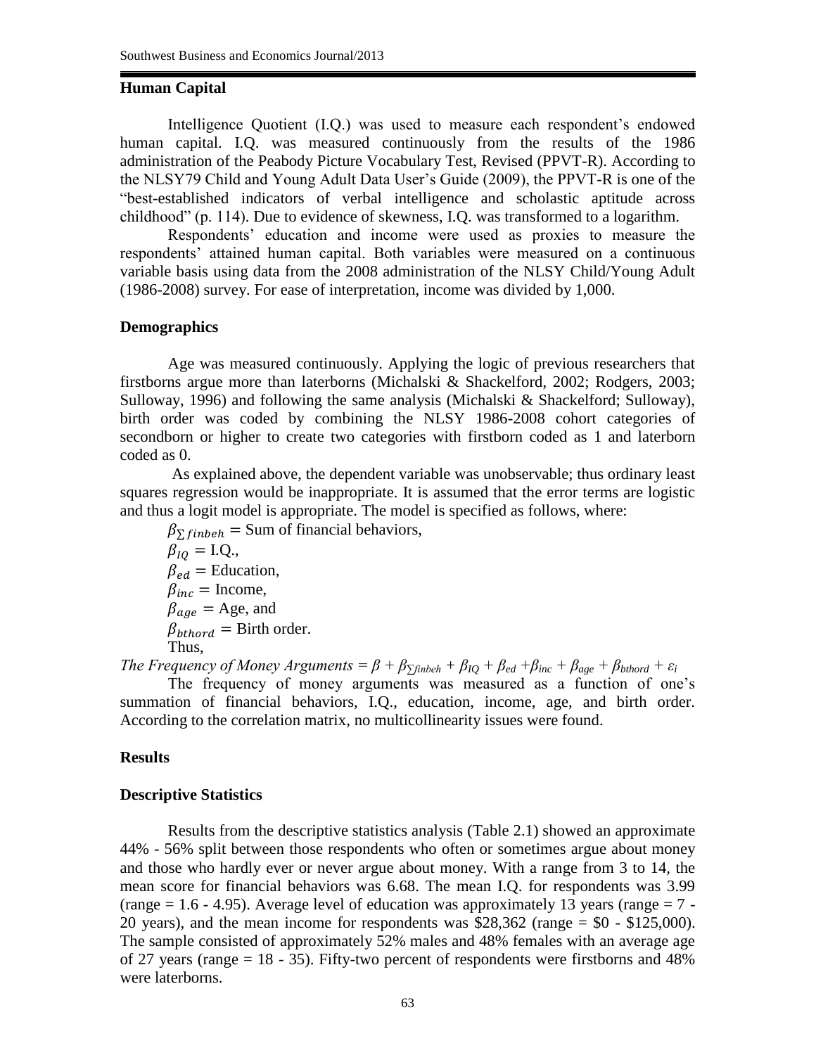### Human Capital

Intelligence Quotient (I.Q.) was used to measure each respondent's endowed human capital. I.Q. was measured continuously from the results of the 1986 administration of the Peabody Picture Vocabulary Test, Revised (PPVT-R). According to the NLSY79 Child and Young Adult Data User's Guide (2009), the PPVT-R is one of the "best-established indicators of verbal intelligence and scholastic aptitude across childhood" (p. 114). Due to evidence of skewness, I.Q. was transformed to a logarithm.

Respondents' education and income were used as proxies to measure the respondents' attained human capital. Both variables were measured on a continuous variable basis using data from the 2008 administration of the NLSY Child/Young Adult (1986-2008) survey. For ease of interpretation, income was divided by 1,000.

### Demographics

Age was measured continuously. Applying the logic of previous researchers that firstborns argue more than laterborns (Michalski & Shackelford, 2002; Rodgers, 2003; Sulloway, 1996) and following the same analysis (Michalski & Shackelford; Sulloway), birth order was coded by combining the NLSY 1986-2008 cohort categories of secondborn or higher to create two categories with firstborn coded as 1 and laterborn coded as 0.

As explained above, the dependent variable was unobservable; thus ordinary least squares regression would be inappropriate. It is assumed that the error terms are logistic and thus a logit model is appropriate. The model is specified as follows, where:

$\beta_{\sum finbeh}$ = Sum of financial behaviors,
$\beta_{IQ}$ = I.Q.,
$\beta_{ed}$ = Education,
$\beta_{inc}$ = Income,
$\beta_{age}$ = Age, and
$\beta_{bthord}$ = Birth order.
Thus,

*The Frequency of Money Arguments* $= \beta + \beta_{\sum finbeh} + \beta_{IQ} + \beta_{ed} + \beta_{inc} + \beta_{age} + \beta_{bthord} + \varepsilon_i$

The frequency of money arguments was measured as a function of one's summation of financial behaviors, I.Q., education, income, age, and birth order. According to the correlation matrix, no multicollinearity issues were found.

## Results

### Descriptive Statistics

Results from the descriptive statistics analysis (Table 2.1) showed an approximate 44% - 56% split between those respondents who often or sometimes argue about money and those who hardly ever or never argue about money. With a range from 3 to 14, the mean score for financial behaviors was 6.68. The mean I.Q. for respondents was 3.99 (range = 1.6 - 4.95). Average level of education was approximately 13 years (range = 7 - 20 years), and the mean income for respondents was $28,362 (range = $0 - $125,000). The sample consisted of approximately 52% males and 48% females with an average age of 27 years (range = 18 - 35). Fifty-two percent of respondents were firstborns and 48% were laterborns.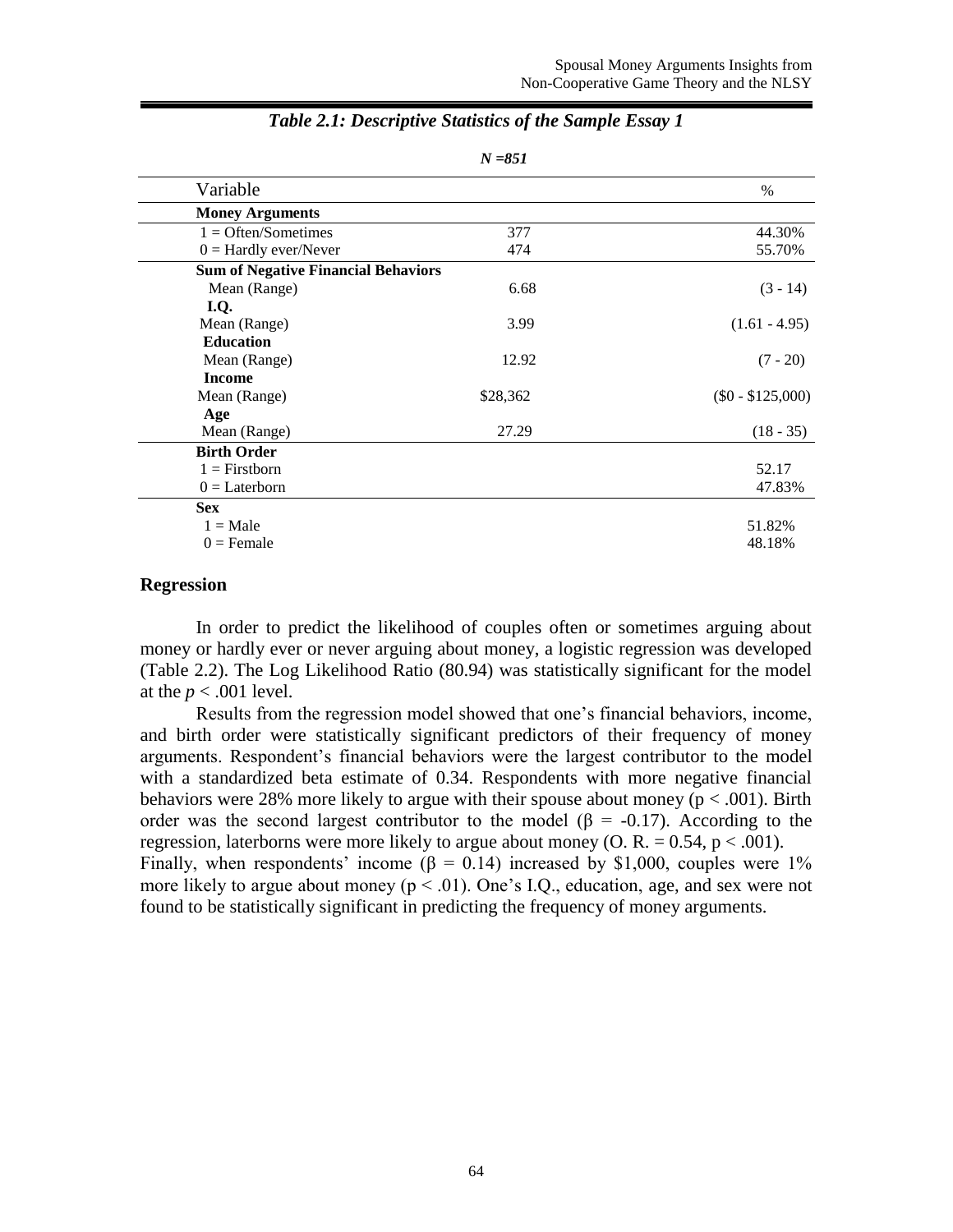***Table 2.1: Descriptive Statistics of the Sample Essay 1***

***N =851***

| Variable | | % |
|---|---|---|
| **Money Arguments** | | |
| 1 = Often/Sometimes | 377 | 44.30% |
| 0 = Hardly ever/Never | 474 | 55.70% |
| **Sum of Negative Financial Behaviors** | | |
| Mean (Range) | 6.68 | (3 - 14) |
| **I.Q.** | | |
| Mean (Range) | 3.99 | (1.61 - 4.95) |
| **Education** | | |
| Mean (Range) | 12.92 | (7 - 20) |
| **Income** | | |
| Mean (Range) | $28,362 | ($0 - $125,000) |
| **Age** | | |
| Mean (Range) | 27.29 | (18 - 35) |
| **Birth Order** | | |
| 1 = Firstborn | | 52.17 |
| 0 = Laterborn | | 47.83% |
| **Sex** | | |
| 1 = Male | | 51.82% |
| 0 = Female | | 48.18% |

## Regression

In order to predict the likelihood of couples often or sometimes arguing about money or hardly ever or never arguing about money, a logistic regression was developed (Table 2.2). The Log Likelihood Ratio (80.94) was statistically significant for the model at the $p < .001$ level.

Results from the regression model showed that one's financial behaviors, income, and birth order were statistically significant predictors of their frequency of money arguments. Respondent's financial behaviors were the largest contributor to the model with a standardized beta estimate of 0.34. Respondents with more negative financial behaviors were 28% more likely to argue with their spouse about money ($p < .001$). Birth order was the second largest contributor to the model ($\beta = -0.17$). According to the regression, laterborns were more likely to argue about money (O. R. = 0.54, $p < .001$). Finally, when respondents' income ($\beta = 0.14$) increased by $1,000, couples were 1% more likely to argue about money ($p < .01$). One's I.Q., education, age, and sex were not found to be statistically significant in predicting the frequency of money arguments.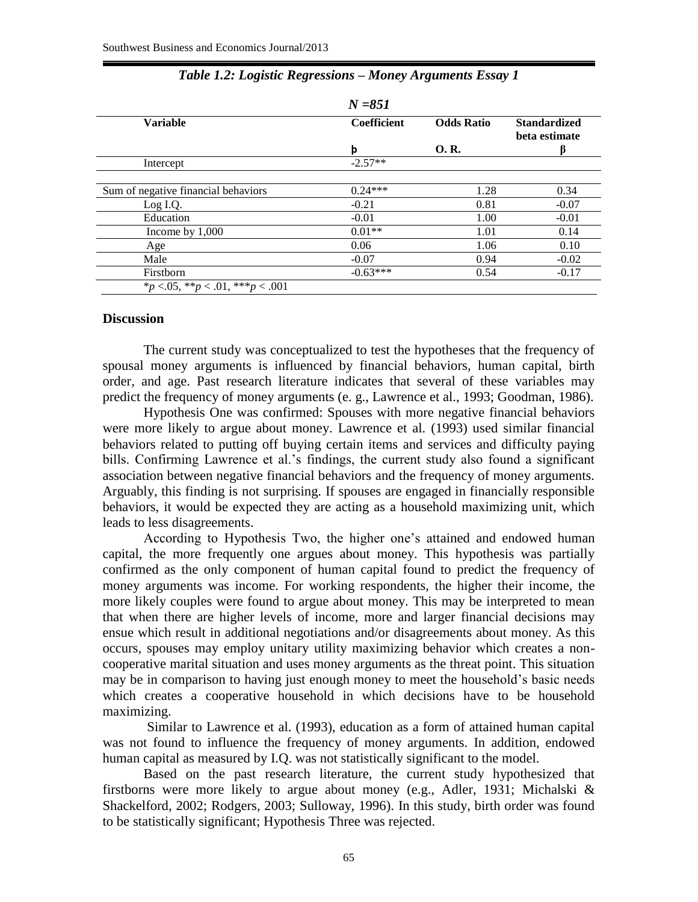*Table 1.2: Logistic Regressions – Money Arguments Essay 1*

*N =851*

| Variable | Coefficient | Odds Ratio | Standardized beta estimate |
|---|---|---|---|
| | ϸ | O. R. | β |
| Intercept | -2.57** | | |
| Sum of negative financial behaviors | 0.24*** | 1.28 | 0.34 |
| Log I.Q. | -0.21 | 0.81 | -0.07 |
| Education | -0.01 | 1.00 | -0.01 |
| Income by 1,000 | 0.01** | 1.01 | 0.14 |
| Age | 0.06 | 1.06 | 0.10 |
| Male | -0.07 | 0.94 | -0.02 |
| Firstborn | -0.63*** | 0.54 | -0.17 |

$^*p < .05$, $^{**}p < .01$, $^{***}p < .001$

## Discussion

The current study was conceptualized to test the hypotheses that the frequency of spousal money arguments is influenced by financial behaviors, human capital, birth order, and age. Past research literature indicates that several of these variables may predict the frequency of money arguments (e. g., Lawrence et al., 1993; Goodman, 1986).

Hypothesis One was confirmed: Spouses with more negative financial behaviors were more likely to argue about money. Lawrence et al. (1993) used similar financial behaviors related to putting off buying certain items and services and difficulty paying bills. Confirming Lawrence et al.'s findings, the current study also found a significant association between negative financial behaviors and the frequency of money arguments. Arguably, this finding is not surprising. If spouses are engaged in financially responsible behaviors, it would be expected they are acting as a household maximizing unit, which leads to less disagreements.

According to Hypothesis Two, the higher one's attained and endowed human capital, the more frequently one argues about money. This hypothesis was partially confirmed as the only component of human capital found to predict the frequency of money arguments was income. For working respondents, the higher their income, the more likely couples were found to argue about money. This may be interpreted to mean that when there are higher levels of income, more and larger financial decisions may ensue which result in additional negotiations and/or disagreements about money. As this occurs, spouses may employ unitary utility maximizing behavior which creates a non-cooperative marital situation and uses money arguments as the threat point. This situation may be in comparison to having just enough money to meet the household's basic needs which creates a cooperative household in which decisions have to be household maximizing.

Similar to Lawrence et al. (1993), education as a form of attained human capital was not found to influence the frequency of money arguments. In addition, endowed human capital as measured by I.Q. was not statistically significant to the model.

Based on the past research literature, the current study hypothesized that firstborns were more likely to argue about money (e.g., Adler, 1931; Michalski & Shackelford, 2002; Rodgers, 2003; Sulloway, 1996). In this study, birth order was found to be statistically significant; Hypothesis Three was rejected.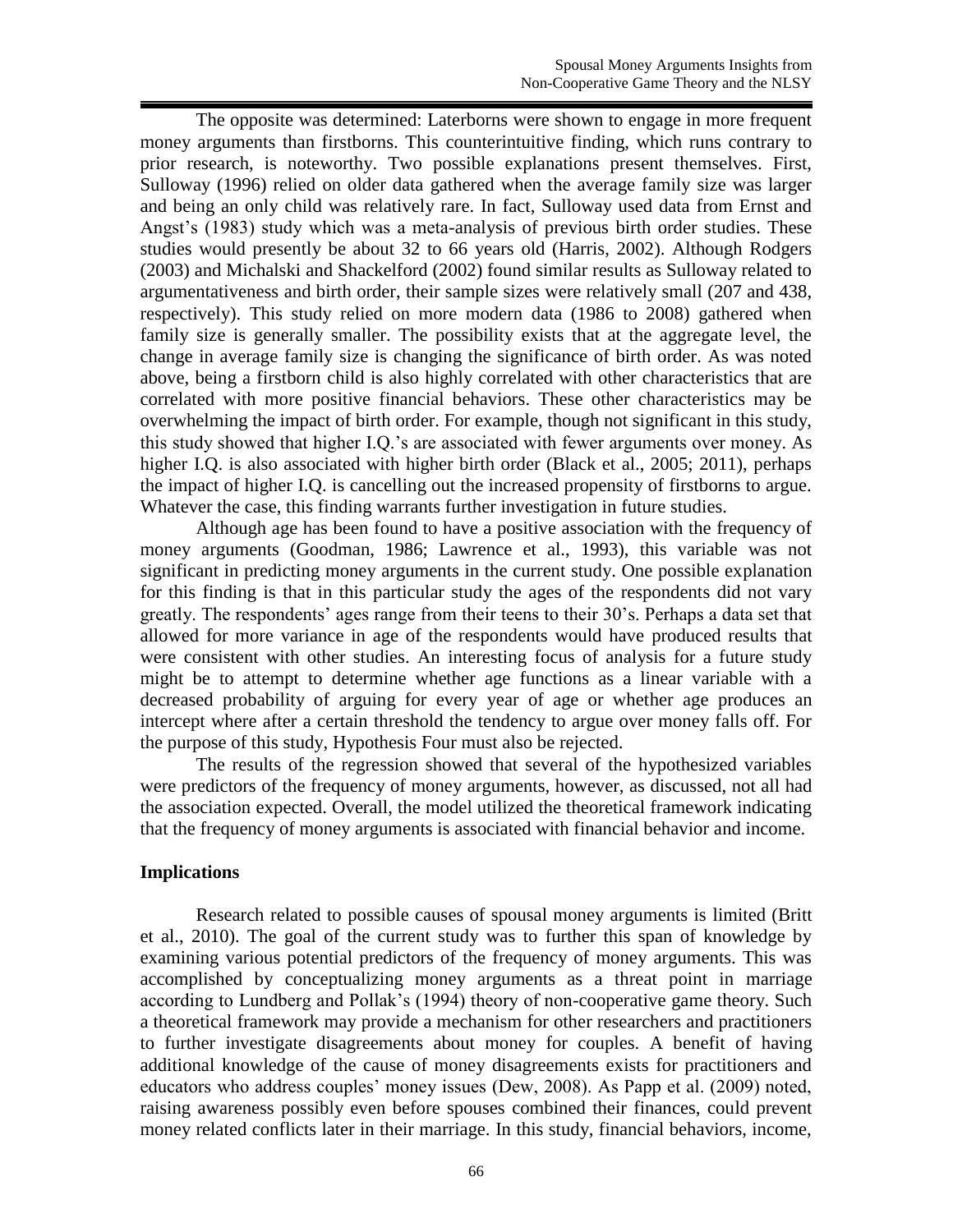The opposite was determined: Laterborns were shown to engage in more frequent money arguments than firstborns. This counterintuitive finding, which runs contrary to prior research, is noteworthy. Two possible explanations present themselves. First, Sulloway (1996) relied on older data gathered when the average family size was larger and being an only child was relatively rare. In fact, Sulloway used data from Ernst and Angst's (1983) study which was a meta-analysis of previous birth order studies. These studies would presently be about 32 to 66 years old (Harris, 2002). Although Rodgers (2003) and Michalski and Shackelford (2002) found similar results as Sulloway related to argumentativeness and birth order, their sample sizes were relatively small (207 and 438, respectively). This study relied on more modern data (1986 to 2008) gathered when family size is generally smaller. The possibility exists that at the aggregate level, the change in average family size is changing the significance of birth order. As was noted above, being a firstborn child is also highly correlated with other characteristics that are correlated with more positive financial behaviors. These other characteristics may be overwhelming the impact of birth order. For example, though not significant in this study, this study showed that higher I.Q.'s are associated with fewer arguments over money. As higher I.Q. is also associated with higher birth order (Black et al., 2005; 2011), perhaps the impact of higher I.Q. is cancelling out the increased propensity of firstborns to argue. Whatever the case, this finding warrants further investigation in future studies.

Although age has been found to have a positive association with the frequency of money arguments (Goodman, 1986; Lawrence et al., 1993), this variable was not significant in predicting money arguments in the current study. One possible explanation for this finding is that in this particular study the ages of the respondents did not vary greatly. The respondents' ages range from their teens to their 30's. Perhaps a data set that allowed for more variance in age of the respondents would have produced results that were consistent with other studies. An interesting focus of analysis for a future study might be to attempt to determine whether age functions as a linear variable with a decreased probability of arguing for every year of age or whether age produces an intercept where after a certain threshold the tendency to argue over money falls off. For the purpose of this study, Hypothesis Four must also be rejected.

The results of the regression showed that several of the hypothesized variables were predictors of the frequency of money arguments, however, as discussed, not all had the association expected. Overall, the model utilized the theoretical framework indicating that the frequency of money arguments is associated with financial behavior and income.

## Implications

Research related to possible causes of spousal money arguments is limited (Britt et al., 2010). The goal of the current study was to further this span of knowledge by examining various potential predictors of the frequency of money arguments. This was accomplished by conceptualizing money arguments as a threat point in marriage according to Lundberg and Pollak's (1994) theory of non-cooperative game theory. Such a theoretical framework may provide a mechanism for other researchers and practitioners to further investigate disagreements about money for couples. A benefit of having additional knowledge of the cause of money disagreements exists for practitioners and educators who address couples' money issues (Dew, 2008). As Papp et al. (2009) noted, raising awareness possibly even before spouses combined their finances, could prevent money related conflicts later in their marriage. In this study, financial behaviors, income,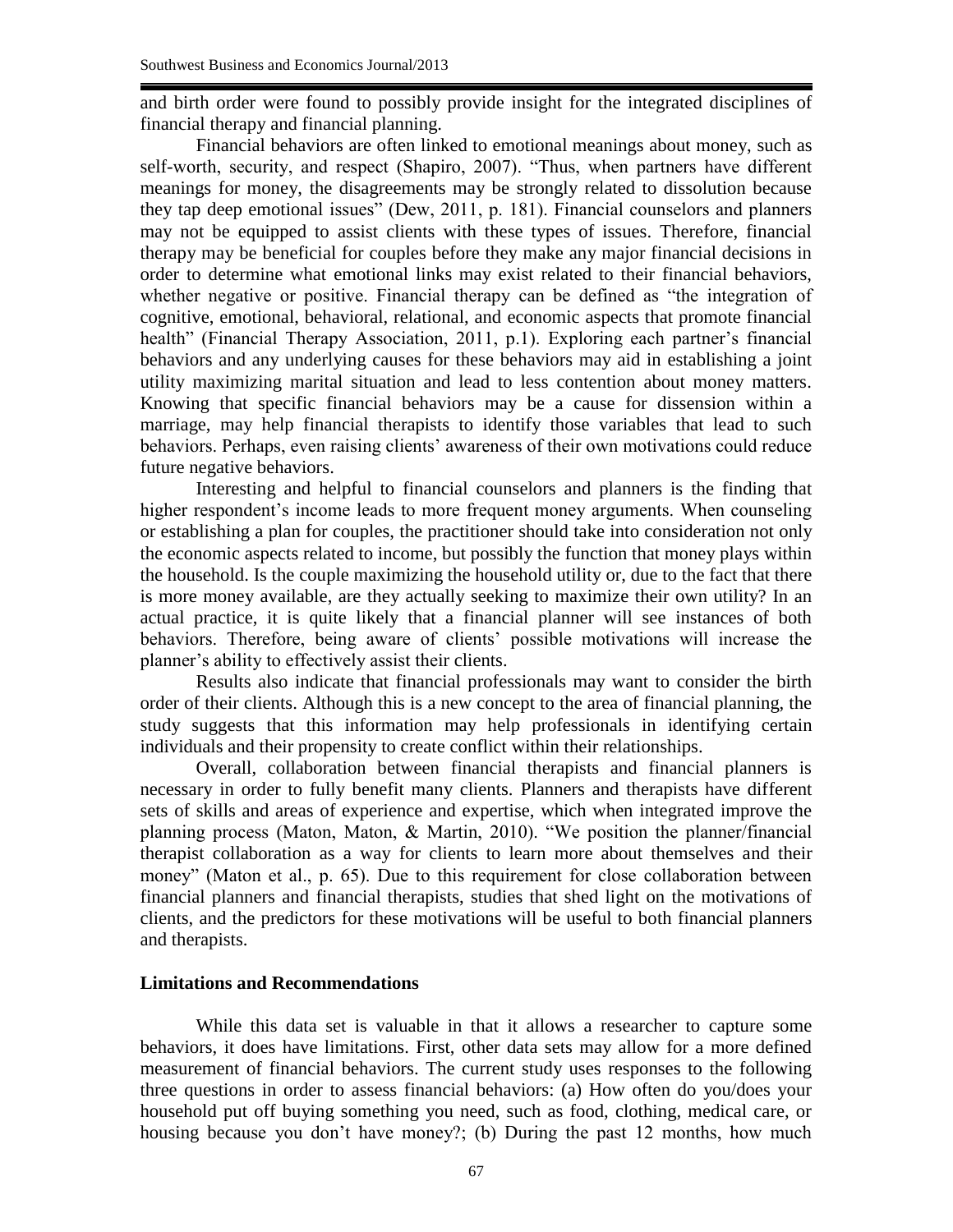and birth order were found to possibly provide insight for the integrated disciplines of financial therapy and financial planning.

Financial behaviors are often linked to emotional meanings about money, such as self-worth, security, and respect (Shapiro, 2007). "Thus, when partners have different meanings for money, the disagreements may be strongly related to dissolution because they tap deep emotional issues" (Dew, 2011, p. 181). Financial counselors and planners may not be equipped to assist clients with these types of issues. Therefore, financial therapy may be beneficial for couples before they make any major financial decisions in order to determine what emotional links may exist related to their financial behaviors, whether negative or positive. Financial therapy can be defined as "the integration of cognitive, emotional, behavioral, relational, and economic aspects that promote financial health" (Financial Therapy Association, 2011, p.1). Exploring each partner's financial behaviors and any underlying causes for these behaviors may aid in establishing a joint utility maximizing marital situation and lead to less contention about money matters. Knowing that specific financial behaviors may be a cause for dissension within a marriage, may help financial therapists to identify those variables that lead to such behaviors. Perhaps, even raising clients' awareness of their own motivations could reduce future negative behaviors.

Interesting and helpful to financial counselors and planners is the finding that higher respondent's income leads to more frequent money arguments. When counseling or establishing a plan for couples, the practitioner should take into consideration not only the economic aspects related to income, but possibly the function that money plays within the household. Is the couple maximizing the household utility or, due to the fact that there is more money available, are they actually seeking to maximize their own utility? In an actual practice, it is quite likely that a financial planner will see instances of both behaviors. Therefore, being aware of clients' possible motivations will increase the planner's ability to effectively assist their clients.

Results also indicate that financial professionals may want to consider the birth order of their clients. Although this is a new concept to the area of financial planning, the study suggests that this information may help professionals in identifying certain individuals and their propensity to create conflict within their relationships.

Overall, collaboration between financial therapists and financial planners is necessary in order to fully benefit many clients. Planners and therapists have different sets of skills and areas of experience and expertise, which when integrated improve the planning process (Maton, Maton, & Martin, 2010). "We position the planner/financial therapist collaboration as a way for clients to learn more about themselves and their money" (Maton et al., p. 65). Due to this requirement for close collaboration between financial planners and financial therapists, studies that shed light on the motivations of clients, and the predictors for these motivations will be useful to both financial planners and therapists.

## Limitations and Recommendations

While this data set is valuable in that it allows a researcher to capture some behaviors, it does have limitations. First, other data sets may allow for a more defined measurement of financial behaviors. The current study uses responses to the following three questions in order to assess financial behaviors: (a) How often do you/does your household put off buying something you need, such as food, clothing, medical care, or housing because you don't have money?; (b) During the past 12 months, how much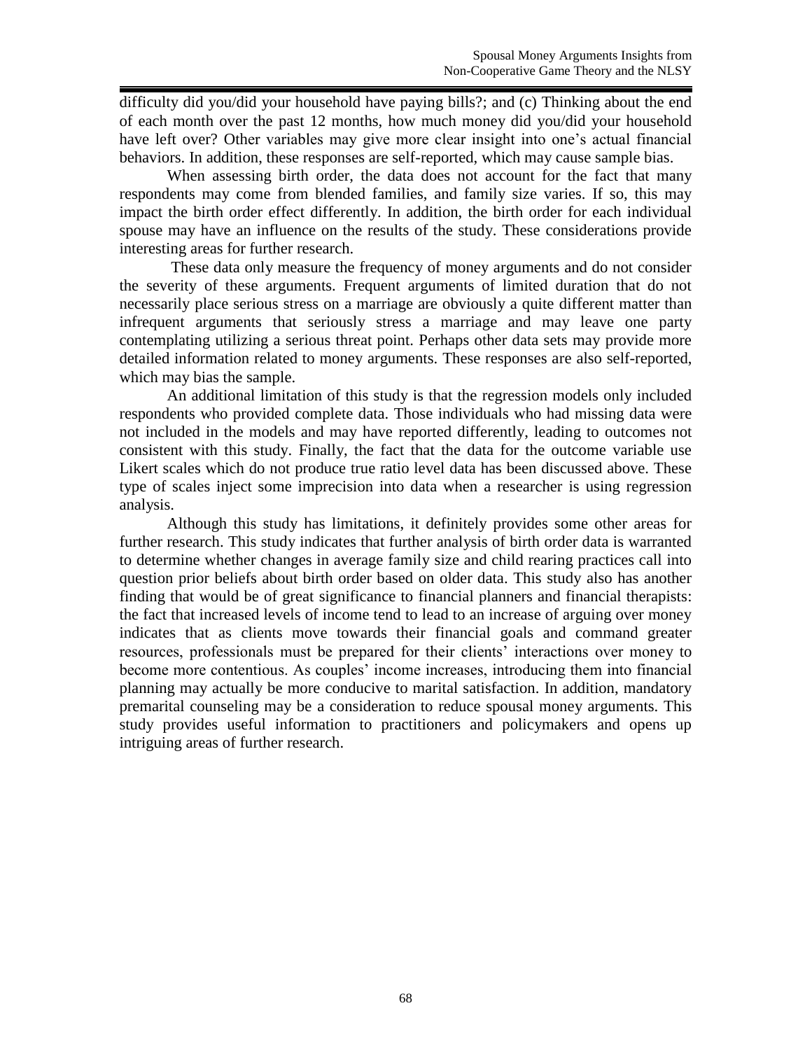difficulty did you/did your household have paying bills?; and (c) Thinking about the end of each month over the past 12 months, how much money did you/did your household have left over? Other variables may give more clear insight into one's actual financial behaviors. In addition, these responses are self-reported, which may cause sample bias.

When assessing birth order, the data does not account for the fact that many respondents may come from blended families, and family size varies. If so, this may impact the birth order effect differently. In addition, the birth order for each individual spouse may have an influence on the results of the study. These considerations provide interesting areas for further research.

These data only measure the frequency of money arguments and do not consider the severity of these arguments. Frequent arguments of limited duration that do not necessarily place serious stress on a marriage are obviously a quite different matter than infrequent arguments that seriously stress a marriage and may leave one party contemplating utilizing a serious threat point. Perhaps other data sets may provide more detailed information related to money arguments. These responses are also self-reported, which may bias the sample.

An additional limitation of this study is that the regression models only included respondents who provided complete data. Those individuals who had missing data were not included in the models and may have reported differently, leading to outcomes not consistent with this study. Finally, the fact that the data for the outcome variable use Likert scales which do not produce true ratio level data has been discussed above. These type of scales inject some imprecision into data when a researcher is using regression analysis.

Although this study has limitations, it definitely provides some other areas for further research. This study indicates that further analysis of birth order data is warranted to determine whether changes in average family size and child rearing practices call into question prior beliefs about birth order based on older data. This study also has another finding that would be of great significance to financial planners and financial therapists: the fact that increased levels of income tend to lead to an increase of arguing over money indicates that as clients move towards their financial goals and command greater resources, professionals must be prepared for their clients' interactions over money to become more contentious. As couples' income increases, introducing them into financial planning may actually be more conducive to marital satisfaction. In addition, mandatory premarital counseling may be a consideration to reduce spousal money arguments. This study provides useful information to practitioners and policymakers and opens up intriguing areas of further research.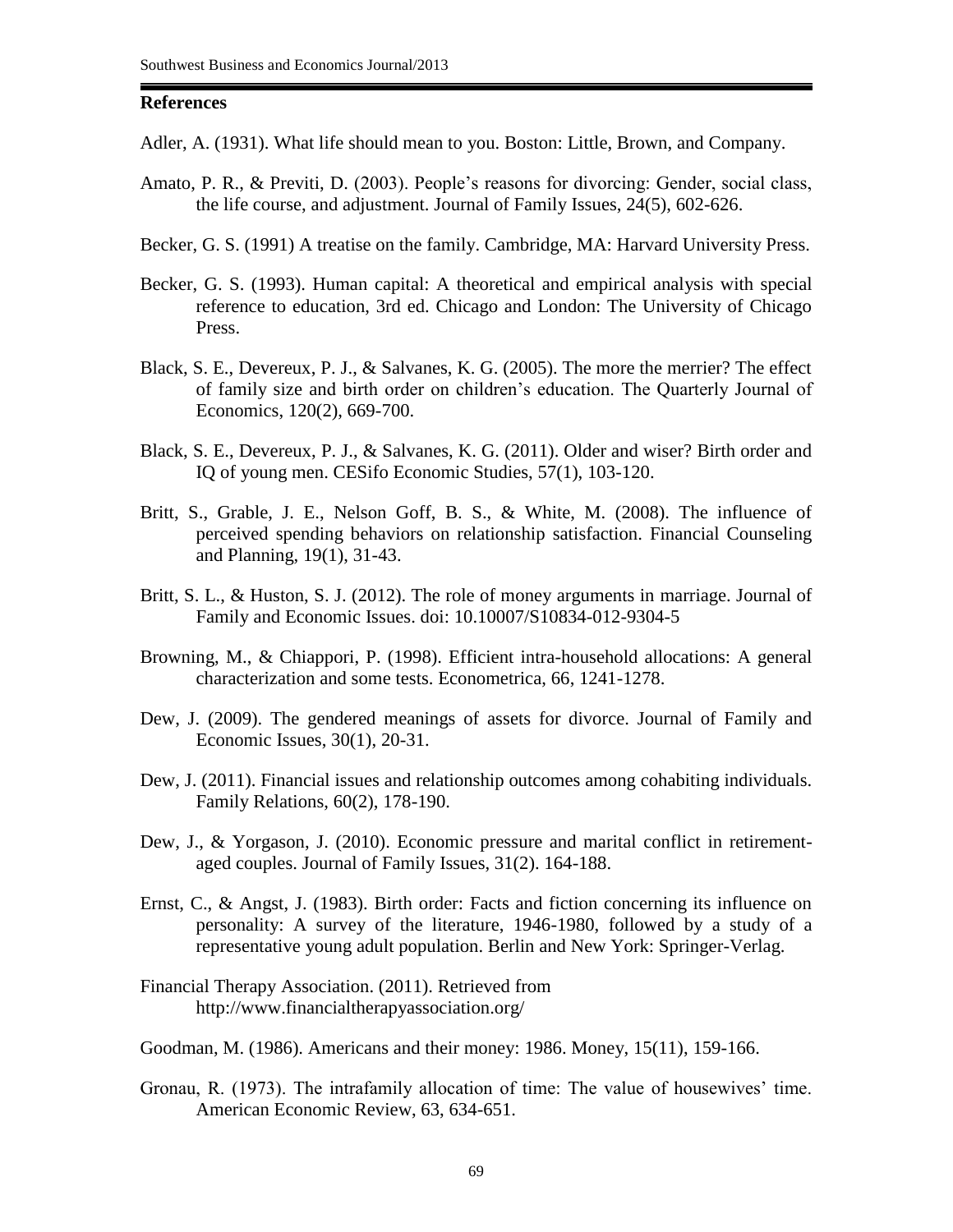## References

Adler, A. (1931). What life should mean to you. Boston: Little, Brown, and Company.

Amato, P. R., & Previti, D. (2003). People's reasons for divorcing: Gender, social class, the life course, and adjustment. Journal of Family Issues, 24(5), 602-626.

Becker, G. S. (1991) A treatise on the family. Cambridge, MA: Harvard University Press.

Becker, G. S. (1993). Human capital: A theoretical and empirical analysis with special reference to education, 3rd ed. Chicago and London: The University of Chicago Press.

Black, S. E., Devereux, P. J., & Salvanes, K. G. (2005). The more the merrier? The effect of family size and birth order on children's education. The Quarterly Journal of Economics, 120(2), 669-700.

Black, S. E., Devereux, P. J., & Salvanes, K. G. (2011). Older and wiser? Birth order and IQ of young men. CESifo Economic Studies, 57(1), 103-120.

Britt, S., Grable, J. E., Nelson Goff, B. S., & White, M. (2008). The influence of perceived spending behaviors on relationship satisfaction. Financial Counseling and Planning, 19(1), 31-43.

Britt, S. L., & Huston, S. J. (2012). The role of money arguments in marriage. Journal of Family and Economic Issues. doi: 10.10007/S10834-012-9304-5

Browning, M., & Chiappori, P. (1998). Efficient intra-household allocations: A general characterization and some tests. Econometrica, 66, 1241-1278.

Dew, J. (2009). The gendered meanings of assets for divorce. Journal of Family and Economic Issues, 30(1), 20-31.

Dew, J. (2011). Financial issues and relationship outcomes among cohabiting individuals. Family Relations, 60(2), 178-190.

Dew, J., & Yorgason, J. (2010). Economic pressure and marital conflict in retirement-aged couples. Journal of Family Issues, 31(2). 164-188.

Ernst, C., & Angst, J. (1983). Birth order: Facts and fiction concerning its influence on personality: A survey of the literature, 1946-1980, followed by a study of a representative young adult population. Berlin and New York: Springer-Verlag.

Financial Therapy Association. (2011). Retrieved from http://www.financialtherapyassociation.org/

Goodman, M. (1986). Americans and their money: 1986. Money, 15(11), 159-166.

Gronau, R. (1973). The intrafamily allocation of time: The value of housewives' time. American Economic Review, 63, 634-651.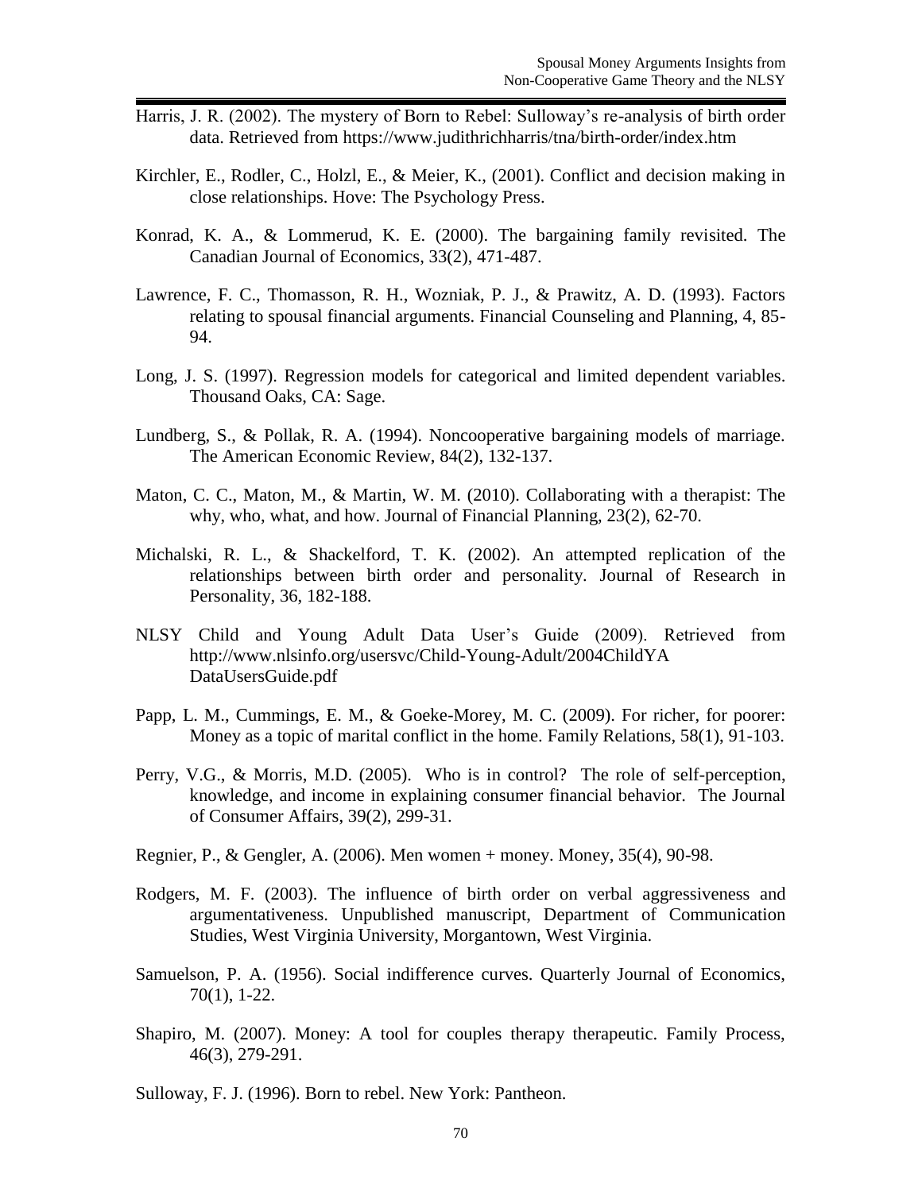Harris, J. R. (2002). The mystery of Born to Rebel: Sulloway's re-analysis of birth order data. Retrieved from https://www.judithrichharris/tna/birth-order/index.htm

Kirchler, E., Rodler, C., Holzl, E., & Meier, K., (2001). Conflict and decision making in close relationships. Hove: The Psychology Press.

Konrad, K. A., & Lommerud, K. E. (2000). The bargaining family revisited. The Canadian Journal of Economics, 33(2), 471-487.

Lawrence, F. C., Thomasson, R. H., Wozniak, P. J., & Prawitz, A. D. (1993). Factors relating to spousal financial arguments. Financial Counseling and Planning, 4, 85-94.

Long, J. S. (1997). Regression models for categorical and limited dependent variables. Thousand Oaks, CA: Sage.

Lundberg, S., & Pollak, R. A. (1994). Noncooperative bargaining models of marriage. The American Economic Review, 84(2), 132-137.

Maton, C. C., Maton, M., & Martin, W. M. (2010). Collaborating with a therapist: The why, who, what, and how. Journal of Financial Planning, 23(2), 62-70.

Michalski, R. L., & Shackelford, T. K. (2002). An attempted replication of the relationships between birth order and personality. Journal of Research in Personality, 36, 182-188.

NLSY Child and Young Adult Data User's Guide (2009). Retrieved from http://www.nlsinfo.org/usersvc/Child-Young-Adult/2004ChildYA DataUsersGuide.pdf

Papp, L. M., Cummings, E. M., & Goeke-Morey, M. C. (2009). For richer, for poorer: Money as a topic of marital conflict in the home. Family Relations, 58(1), 91-103.

Perry, V.G., & Morris, M.D. (2005). Who is in control? The role of self-perception, knowledge, and income in explaining consumer financial behavior. The Journal of Consumer Affairs, 39(2), 299-31.

Regnier, P., & Gengler, A. (2006). Men women + money. Money, 35(4), 90-98.

Rodgers, M. F. (2003). The influence of birth order on verbal aggressiveness and argumentativeness. Unpublished manuscript, Department of Communication Studies, West Virginia University, Morgantown, West Virginia.

Samuelson, P. A. (1956). Social indifference curves. Quarterly Journal of Economics, 70(1), 1-22.

Shapiro, M. (2007). Money: A tool for couples therapy therapeutic. Family Process, 46(3), 279-291.

Sulloway, F. J. (1996). Born to rebel. New York: Pantheon.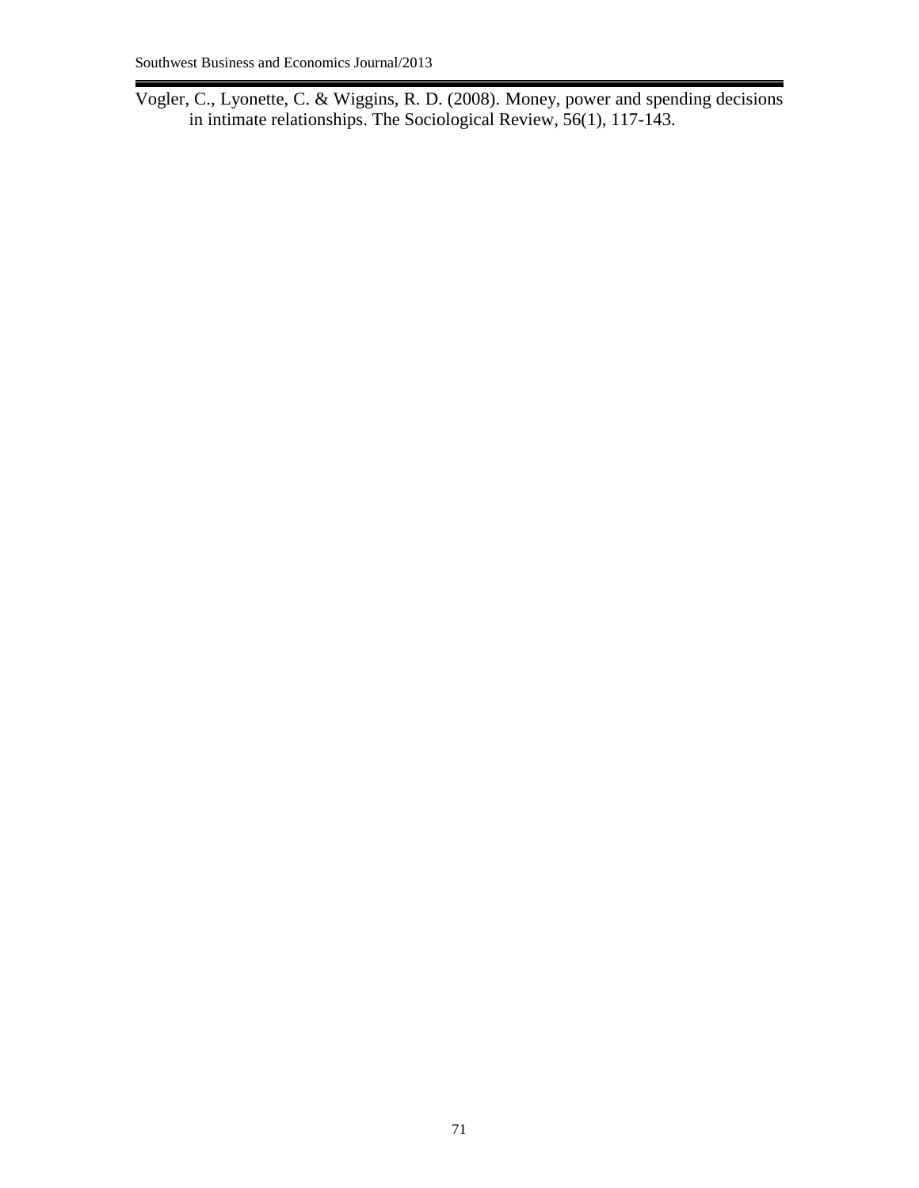Vogler, C., Lyonette, C. & Wiggins, R. D. (2008). Money, power and spending decisions in intimate relationships. The Sociological Review, 56(1), 117-143.